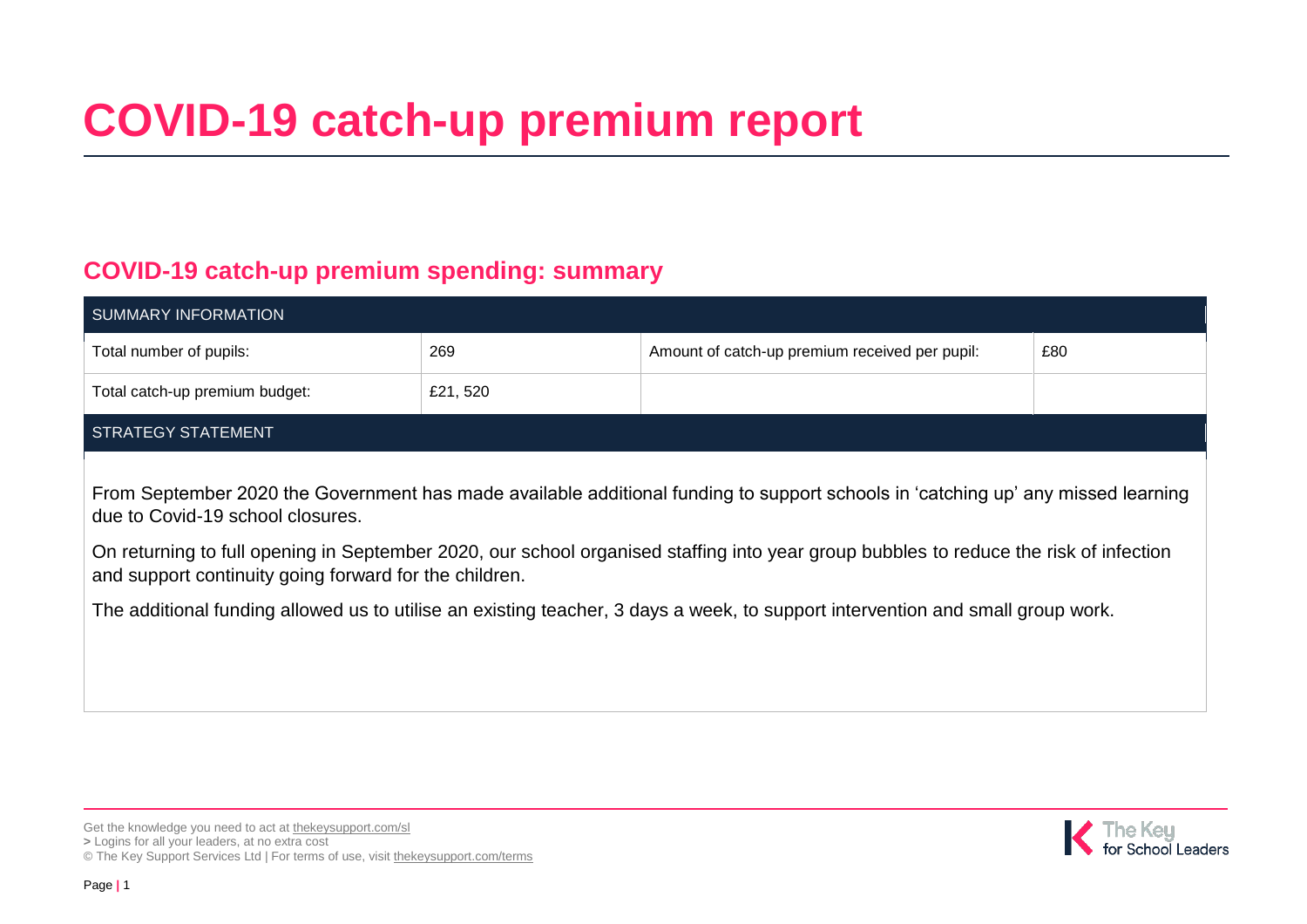# COVID-19 catch-up premium report

## COVID-19 catch-up premium spending: summary

| SUMMARY INFORMATION | | | |
|---|---|---|---|
| Total number of pupils: | 269 | Amount of catch-up premium received per pupil: | £80 |
| Total catch-up premium budget: | £21, 520 | | |

| STRATEGY STATEMENT |
|---|
| From September 2020 the Government has made available additional funding to support schools in 'catching up' any missed learning due to Covid-19 school closures.<br><br>On returning to full opening in September 2020, our school organised staffing into year group bubbles to reduce the risk of infection and support continuity going forward for the children.<br><br>The additional funding allowed us to utilise an existing teacher, 3 days a week, to support intervention and small group work. |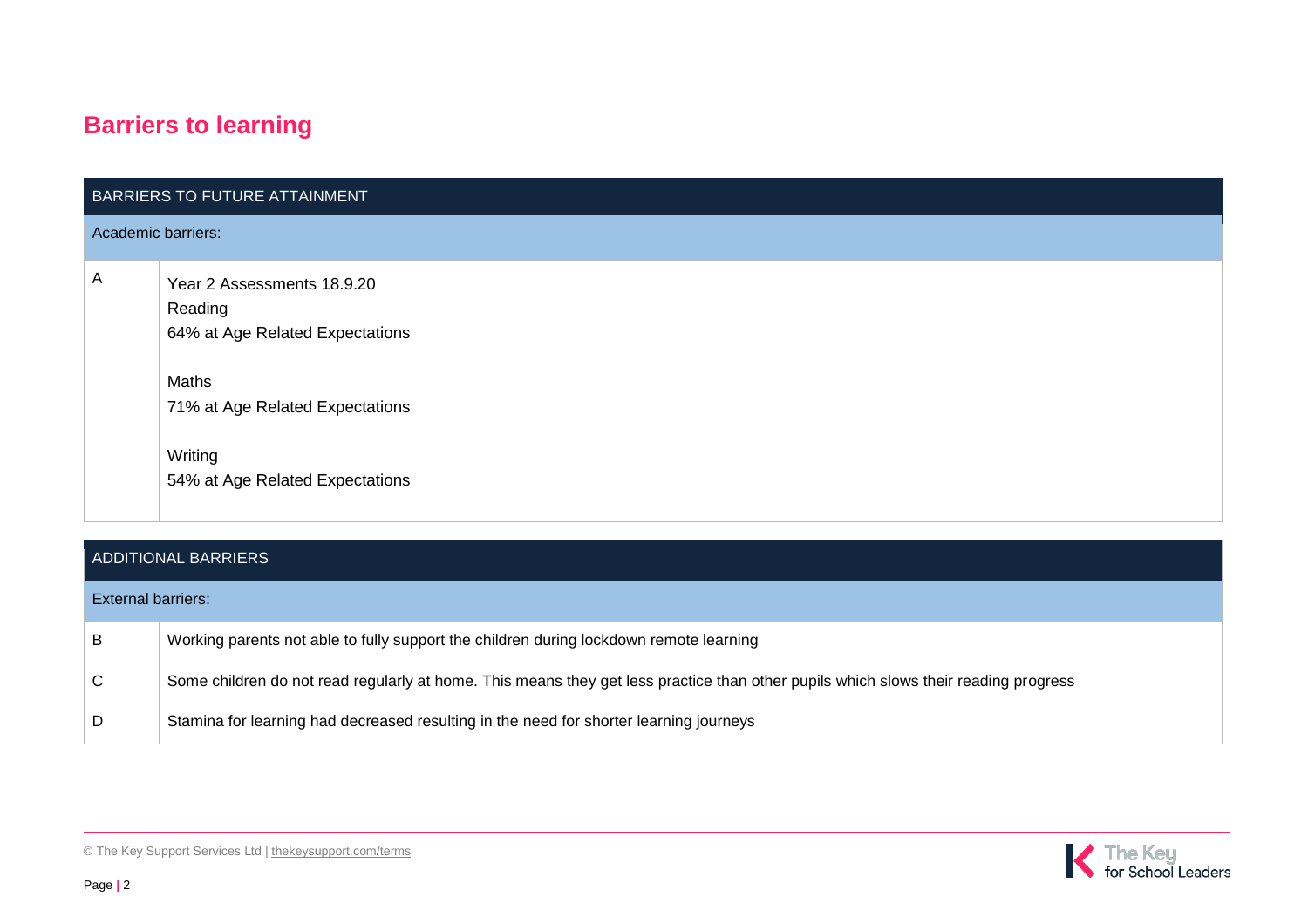## Barriers to learning

| BARRIERS TO FUTURE ATTAINMENT | |
|---|---|
| Academic barriers: | |
| A | Year 2 Assessments 18.9.20<br>Reading<br>64% at Age Related Expectations<br><br>Maths<br>71% at Age Related Expectations<br><br>Writing<br>54% at Age Related Expectations |

| ADDITIONAL BARRIERS | |
|---|---|
| External barriers: | |
| B | Working parents not able to fully support the children during lockdown remote learning |
| C | Some children do not read regularly at home. This means they get less practice than other pupils which slows their reading progress |
| D | Stamina for learning had decreased resulting in the need for shorter learning journeys |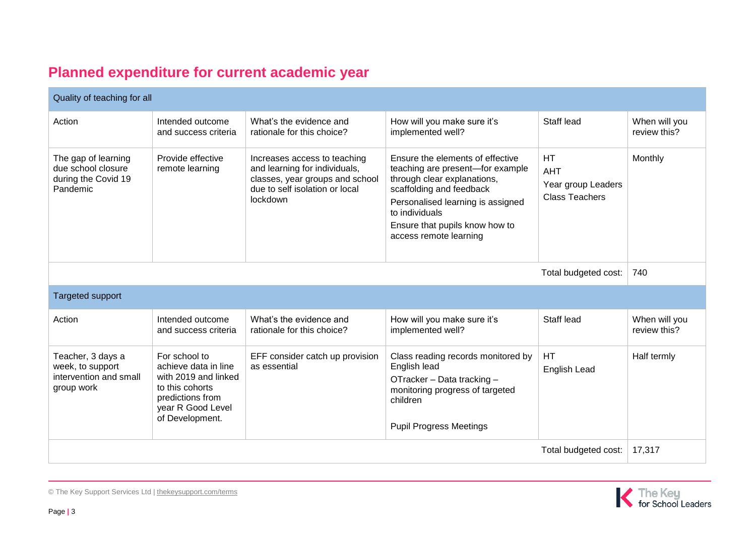## Planned expenditure for current academic year

| Quality of teaching for all | | | | | |
|---|---|---|---|---|---|
| Action | Intended outcome and success criteria | What's the evidence and rationale for this choice? | How will you make sure it's implemented well? | Staff lead | When will you review this? |
| The gap of learning due school closure during the Covid 19 Pandemic | Provide effective remote learning | Increases access to teaching and learning for individuals, classes, year groups and school due to self isolation or local lockdown | Ensure the elements of effective teaching are present—for example through clear explanations, scaffolding and feedback<br>Personalised learning is assigned to individuals<br>Ensure that pupils know how to access remote learning | HT<br>AHT<br>Year group Leaders<br>Class Teachers | Monthly |
| | | | | Total budgeted cost: | 740 |

| Targeted support | | | | | |
|---|---|---|---|---|---|
| Action | Intended outcome and success criteria | What's the evidence and rationale for this choice? | How will you make sure it's implemented well? | Staff lead | When will you review this? |
| Teacher, 3 days a week, to support intervention and small group work | For school to achieve data in line with 2019 and linked to this cohorts predictions from year R Good Level of Development. | EFF consider catch up provision as essential | Class reading records monitored by English lead<br>OTracker – Data tracking – monitoring progress of targeted children<br>Pupil Progress Meetings | HT<br>English Lead | Half termly |
| | | | | Total budgeted cost: | 17,317 |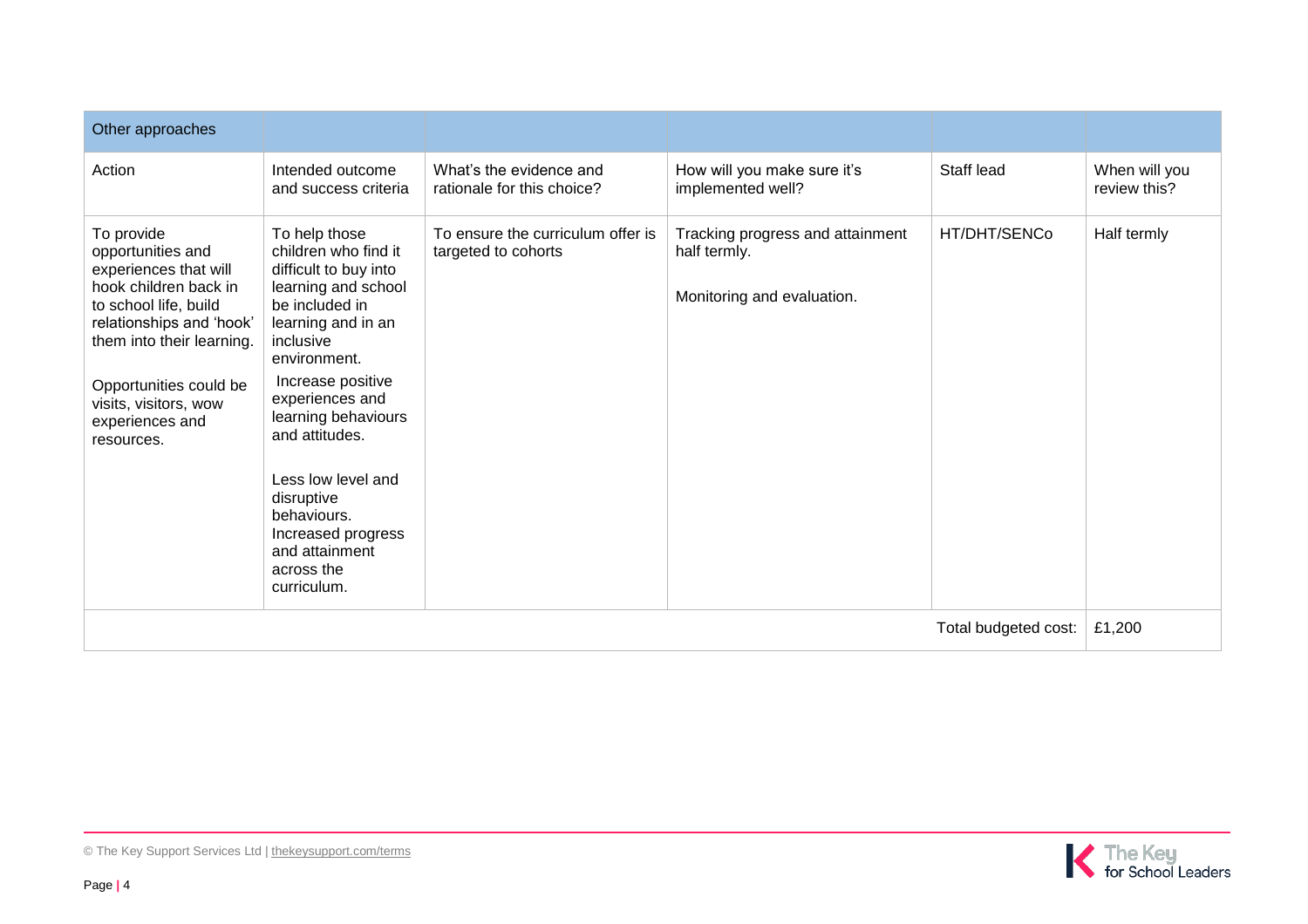| Other approaches | | | | | |
|---|---|---|---|---|---|
| Action | Intended outcome and success criteria | What's the evidence and rationale for this choice? | How will you make sure it's implemented well? | Staff lead | When will you review this? |
| To provide opportunities and experiences that will hook children back in to school life, build relationships and 'hook' them into their learning.<br><br>Opportunities could be visits, visitors, wow experiences and resources. | To help those children who find it difficult to buy into learning and school be included in learning and in an inclusive environment.<br><br>Increase positive experiences and learning behaviours and attitudes.<br><br>Less low level and disruptive behaviours. Increased progress and attainment across the curriculum. | To ensure the curriculum offer is targeted to cohorts | Tracking progress and attainment half termly.<br><br>Monitoring and evaluation. | HT/DHT/SENCo | Half termly |
| | | | | Total budgeted cost: | £1,200 |